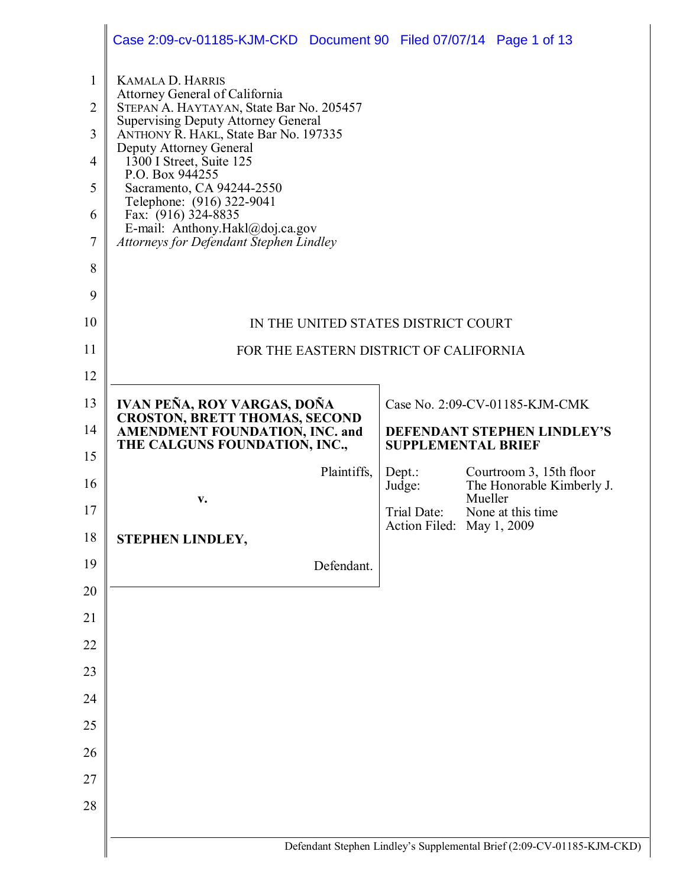KAMALA D. HARRIS
Attorney General of California
STEPAN A. HAYTAYAN, State Bar No. 205457
Supervising Deputy Attorney General
ANTHONY R. HAKL, State Bar No. 197335
Deputy Attorney General
1300 I Street, Suite 125
P.O. Box 944255
Sacramento, CA 94244-2550
Telephone: (916) 322-9041
Fax: (916) 324-8835
E-mail: Anthony.Hakl@doj.ca.gov
*Attorneys for Defendant Stephen Lindley*

IN THE UNITED STATES DISTRICT COURT

FOR THE EASTERN DISTRICT OF CALIFORNIA

**IVAN PEÑA, ROY VARGAS, DOÑA CROSTON, BRETT THOMAS, SECOND AMENDMENT FOUNDATION, INC. and THE CALGUNS FOUNDATION, INC.,**

Plaintiffs,

**v.**

**STEPHEN LINDLEY,**

Defendant.

Case No. 2:09-CV-01185-KJM-CMK

**DEFENDANT STEPHEN LINDLEY'S SUPPLEMENTAL BRIEF**

| | |
|---|---|
| Dept.: | Courtroom 3, 15th floor |
| Judge: | The Honorable Kimberly J. Mueller |
| Trial Date: | None at this time |
| Action Filed: | May 1, 2009 |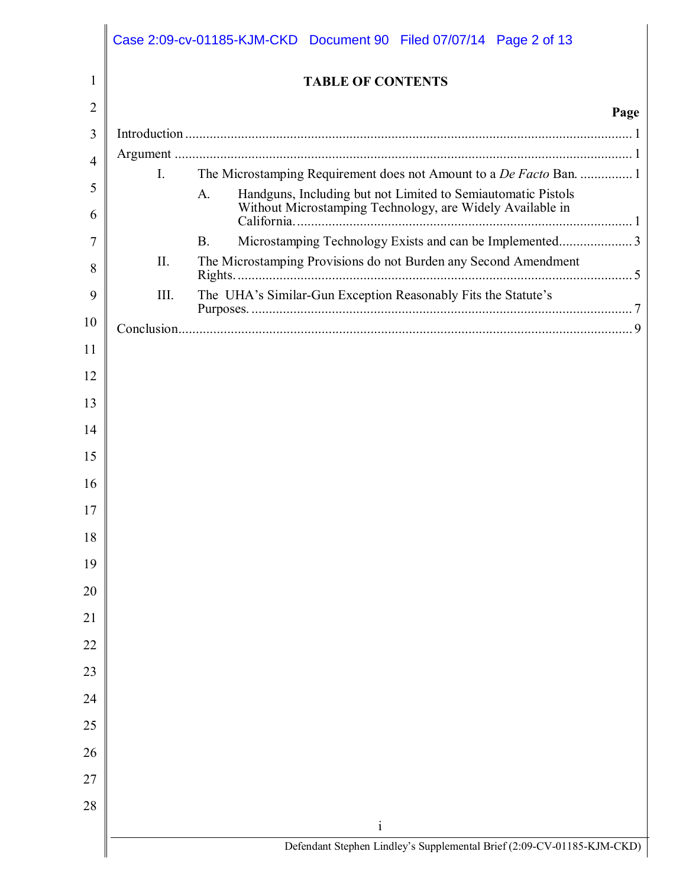# TABLE OF CONTENTS

| | Page |
|---|---|
| Introduction | 1 |
| Argument | 1 |
| I. The Microstamping Requirement does not Amount to a *De Facto* Ban. | 1 |
| A. Handguns, Including but not Limited to Semiautomatic Pistols Without Microstamping Technology, are Widely Available in California. | 1 |
| B. Microstamping Technology Exists and can be Implemented. | 3 |
| II. The Microstamping Provisions do not Burden any Second Amendment Rights. | 5 |
| III. The UHA's Similar-Gun Exception Reasonably Fits the Statute's Purposes. | 7 |
| Conclusion | 9 |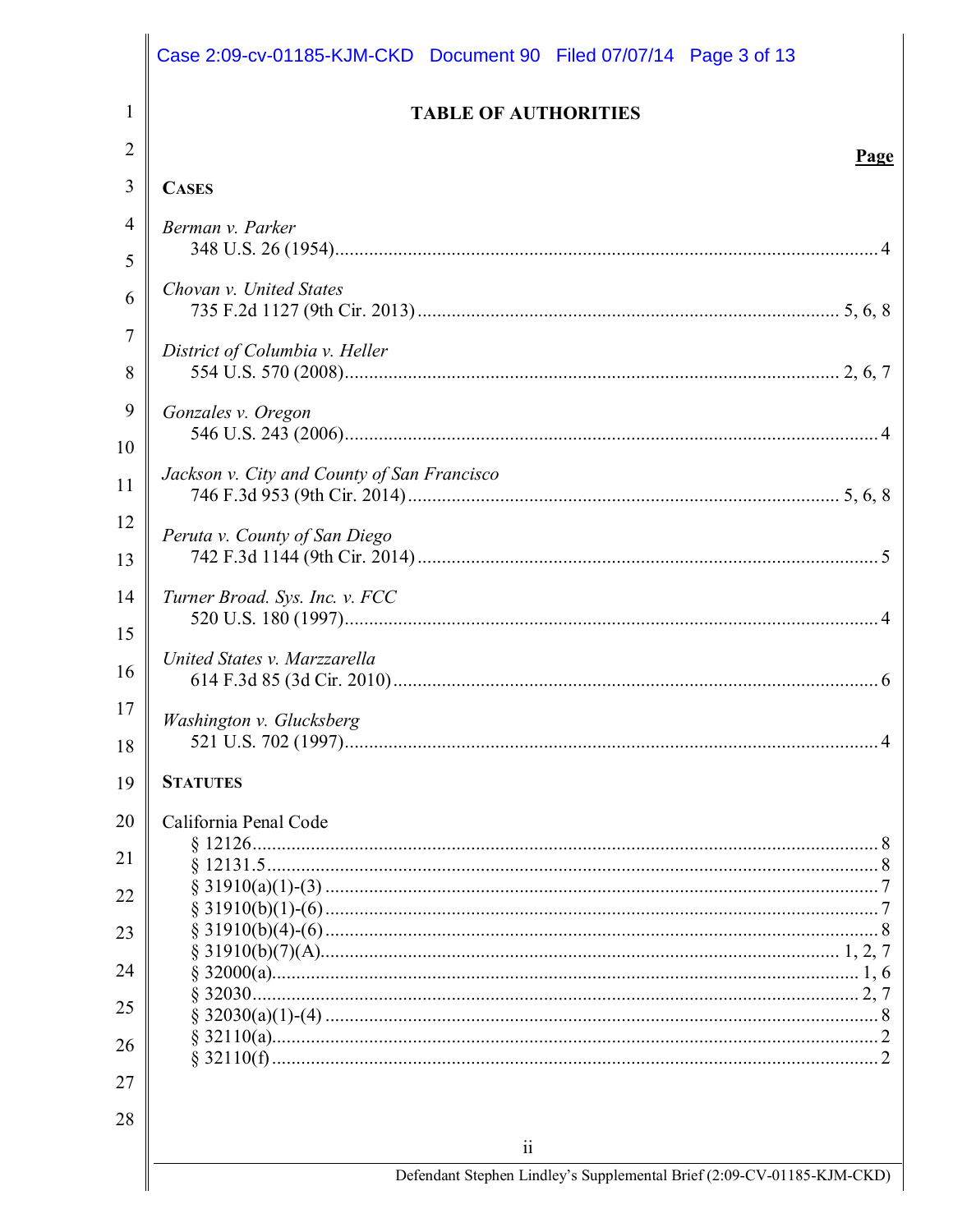# TABLE OF AUTHORITIES

**Page**

**CASES**

*Berman v. Parker*
348 U.S. 26 (1954) ........ 4

*Chovan v. United States*
735 F.2d 1127 (9th Cir. 2013) ........ 5, 6, 8

*District of Columbia v. Heller*
554 U.S. 570 (2008) ........ 2, 6, 7

*Gonzales v. Oregon*
546 U.S. 243 (2006) ........ 4

*Jackson v. City and County of San Francisco*
746 F.3d 953 (9th Cir. 2014) ........ 5, 6, 8

*Peruta v. County of San Diego*
742 F.3d 1144 (9th Cir. 2014) ........ 5

*Turner Broad. Sys. Inc. v. FCC*
520 U.S. 180 (1997) ........ 4

*United States v. Marzzarella*
614 F.3d 85 (3d Cir. 2010) ........ 6

*Washington v. Glucksberg*
521 U.S. 702 (1997) ........ 4

**STATUTES**

California Penal Code
- § 12126 ........ 8
- § 12131.5 ........ 8
- § 31910(a)(1)-(3) ........ 7
- § 31910(b)(1)-(6) ........ 7
- § 31910(b)(4)-(6) ........ 8
- § 31910(b)(7)(A) ........ 1, 2, 7
- § 32000(a) ........ 1, 6
- § 32030 ........ 2, 7
- § 32030(a)(1)-(4) ........ 8
- § 32110(a) ........ 2
- § 32110(f) ........ 2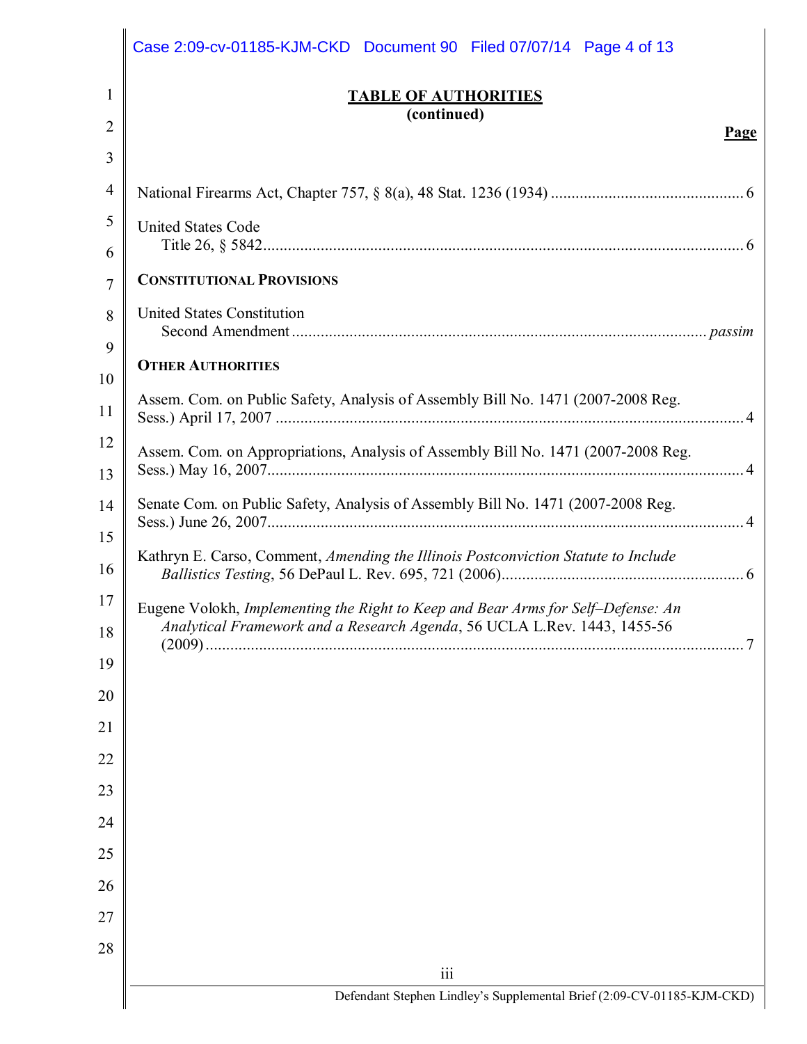## TABLE OF AUTHORITIES
**(continued)**

**Page**

National Firearms Act, Chapter 757, § 8(a), 48 Stat. 1236 (1934) .............................................. 6

United States Code
Title 26, § 5842 .................................................................................................................... 6

**CONSTITUTIONAL PROVISIONS**

United States Constitution
Second Amendment .................................................................................................. *passim*

**OTHER AUTHORITIES**

Assem. Com. on Public Safety, Analysis of Assembly Bill No. 1471 (2007-2008 Reg. Sess.) April 17, 2007 ................................................................................................... 4

Assem. Com. on Appropriations, Analysis of Assembly Bill No. 1471 (2007-2008 Reg. Sess.) May 16, 2007 .................................................................................................... 4

Senate Com. on Public Safety, Analysis of Assembly Bill No. 1471 (2007-2008 Reg. Sess.) June 26, 2007 .................................................................................................... 4

Kathryn E. Carso, Comment, *Amending the Illinois Postconviction Statute to Include Ballistics Testing*, 56 DePaul L. Rev. 695, 721 (2006) .......................................................... 6

Eugene Volokh, *Implementing the Right to Keep and Bear Arms for Self–Defense: An Analytical Framework and a Research Agenda*, 56 UCLA L.Rev. 1443, 1455-56 (2009) ................................................................................................................... 7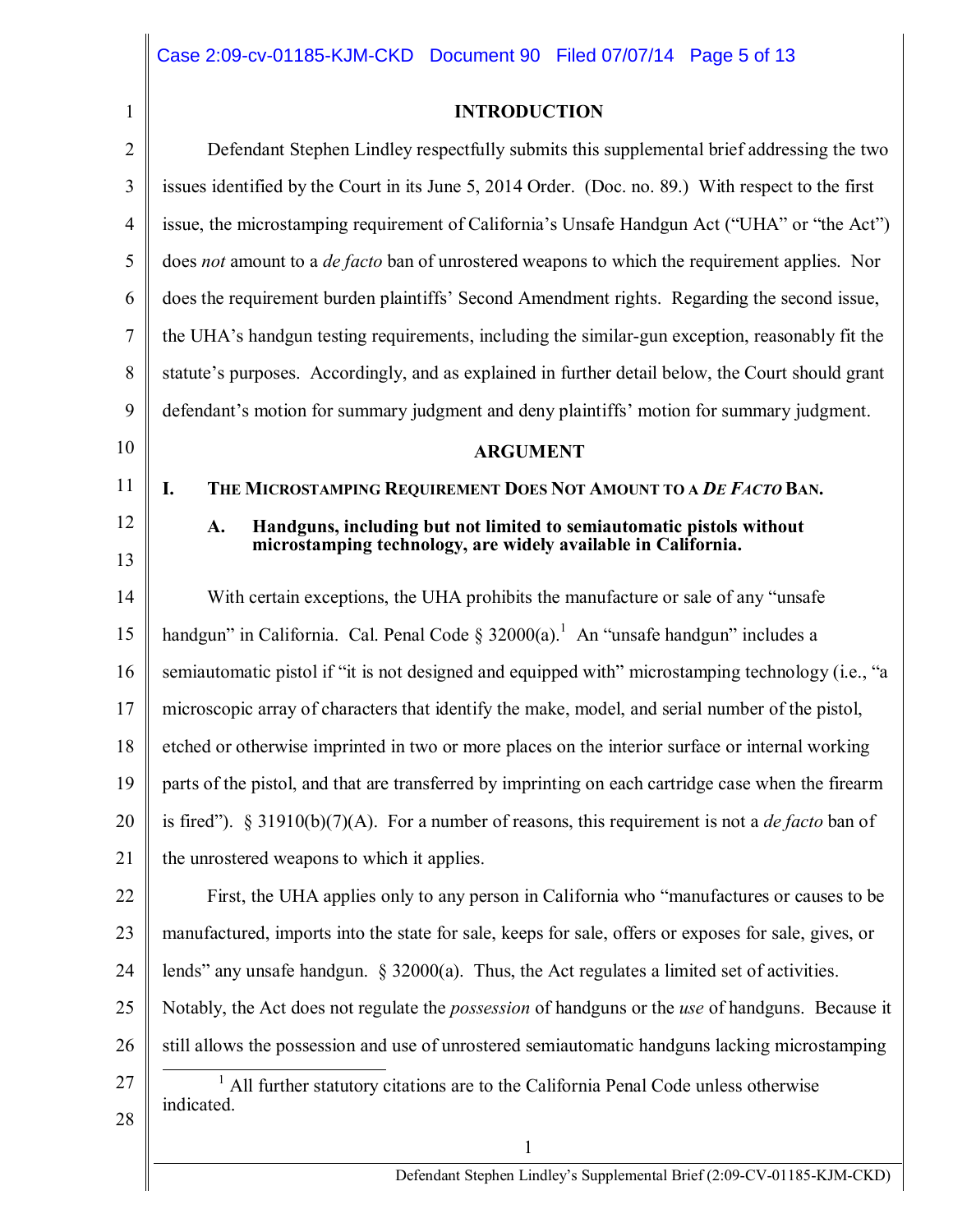## INTRODUCTION

Defendant Stephen Lindley respectfully submits this supplemental brief addressing the two issues identified by the Court in its June 5, 2014 Order. (Doc. no. 89.) With respect to the first issue, the microstamping requirement of California's Unsafe Handgun Act ("UHA" or "the Act") does *not* amount to a *de facto* ban of unrostered weapons to which the requirement applies. Nor does the requirement burden plaintiffs' Second Amendment rights. Regarding the second issue, the UHA's handgun testing requirements, including the similar-gun exception, reasonably fit the statute's purposes. Accordingly, and as explained in further detail below, the Court should grant defendant's motion for summary judgment and deny plaintiffs' motion for summary judgment.

## ARGUMENT

### I. THE MICROSTAMPING REQUIREMENT DOES NOT AMOUNT TO A *DE FACTO* BAN.

#### A. Handguns, including but not limited to semiautomatic pistols without microstamping technology, are widely available in California.

With certain exceptions, the UHA prohibits the manufacture or sale of any "unsafe handgun" in California. Cal. Penal Code § 32000(a).[1] An "unsafe handgun" includes a semiautomatic pistol if "it is not designed and equipped with" microstamping technology (i.e., "a microscopic array of characters that identify the make, model, and serial number of the pistol, etched or otherwise imprinted in two or more places on the interior surface or internal working parts of the pistol, and that are transferred by imprinting on each cartridge case when the firearm is fired"). § 31910(b)(7)(A). For a number of reasons, this requirement is not a *de facto* ban of the unrostered weapons to which it applies.

First, the UHA applies only to any person in California who "manufactures or causes to be manufactured, imports into the state for sale, keeps for sale, offers or exposes for sale, gives, or lends" any unsafe handgun. § 32000(a). Thus, the Act regulates a limited set of activities. Notably, the Act does not regulate the *possession* of handguns or the *use* of handguns. Because it still allows the possession and use of unrostered semiautomatic handguns lacking microstamping

[1] All further statutory citations are to the California Penal Code unless otherwise indicated.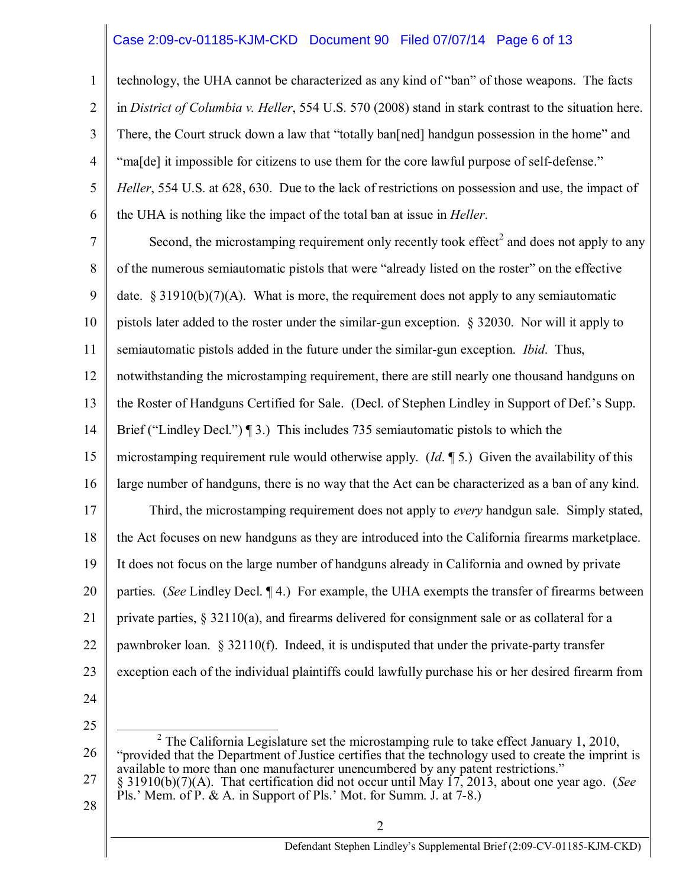technology, the UHA cannot be characterized as any kind of "ban" of those weapons. The facts in *District of Columbia v. Heller*, 554 U.S. 570 (2008) stand in stark contrast to the situation here. There, the Court struck down a law that "totally ban[ned] handgun possession in the home" and "ma[de] it impossible for citizens to use them for the core lawful purpose of self-defense." *Heller*, 554 U.S. at 628, 630. Due to the lack of restrictions on possession and use, the impact of the UHA is nothing like the impact of the total ban at issue in *Heller*.

Second, the microstamping requirement only recently took effect[2] and does not apply to any of the numerous semiautomatic pistols that were "already listed on the roster" on the effective date. § 31910(b)(7)(A). What is more, the requirement does not apply to any semiautomatic pistols later added to the roster under the similar-gun exception. § 32030. Nor will it apply to semiautomatic pistols added in the future under the similar-gun exception. *Ibid*. Thus, notwithstanding the microstamping requirement, there are still nearly one thousand handguns on the Roster of Handguns Certified for Sale. (Decl. of Stephen Lindley in Support of Def.'s Supp. Brief ("Lindley Decl.") ¶ 3.) This includes 735 semiautomatic pistols to which the microstamping requirement rule would otherwise apply. (*Id*. ¶ 5.) Given the availability of this large number of handguns, there is no way that the Act can be characterized as a ban of any kind.

Third, the microstamping requirement does not apply to *every* handgun sale. Simply stated, the Act focuses on new handguns as they are introduced into the California firearms marketplace. It does not focus on the large number of handguns already in California and owned by private parties. (*See* Lindley Decl. ¶ 4.) For example, the UHA exempts the transfer of firearms between private parties, § 32110(a), and firearms delivered for consignment sale or as collateral for a pawnbroker loan. § 32110(f). Indeed, it is undisputed that under the private-party transfer exception each of the individual plaintiffs could lawfully purchase his or her desired firearm from

---

[2] The California Legislature set the microstamping rule to take effect January 1, 2010, "provided that the Department of Justice certifies that the technology used to create the imprint is available to more than one manufacturer unencumbered by any patent restrictions." § 31910(b)(7)(A). That certification did not occur until May 17, 2013, about one year ago. (*See* Pls.' Mem. of P. & A. in Support of Pls.' Mot. for Summ. J. at 7-8.)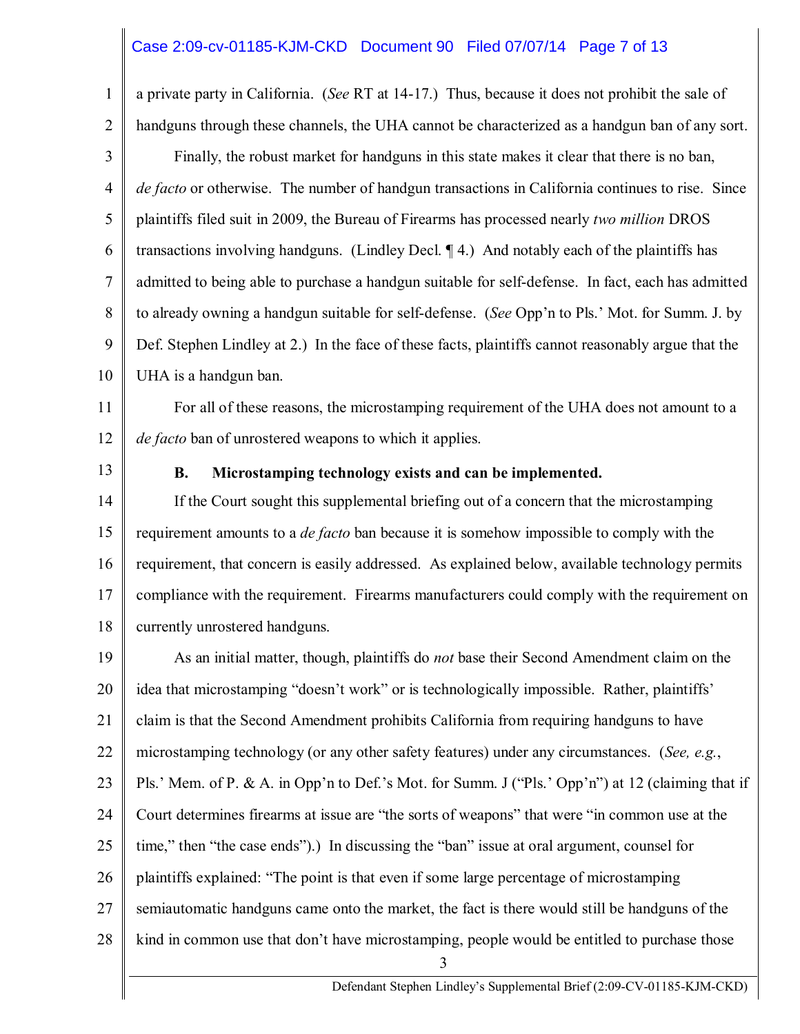a private party in California. (*See* RT at 14-17.) Thus, because it does not prohibit the sale of handguns through these channels, the UHA cannot be characterized as a handgun ban of any sort.

Finally, the robust market for handguns in this state makes it clear that there is no ban, *de facto* or otherwise. The number of handgun transactions in California continues to rise. Since plaintiffs filed suit in 2009, the Bureau of Firearms has processed nearly *two million* DROS transactions involving handguns. (Lindley Decl. ¶ 4.) And notably each of the plaintiffs has admitted to being able to purchase a handgun suitable for self-defense. In fact, each has admitted to already owning a handgun suitable for self-defense. (*See* Opp'n to Pls.' Mot. for Summ. J. by Def. Stephen Lindley at 2.) In the face of these facts, plaintiffs cannot reasonably argue that the UHA is a handgun ban.

For all of these reasons, the microstamping requirement of the UHA does not amount to a *de facto* ban of unrostered weapons to which it applies.

**B. Microstamping technology exists and can be implemented.**

If the Court sought this supplemental briefing out of a concern that the microstamping requirement amounts to a *de facto* ban because it is somehow impossible to comply with the requirement, that concern is easily addressed. As explained below, available technology permits compliance with the requirement. Firearms manufacturers could comply with the requirement on currently unrostered handguns.

As an initial matter, though, plaintiffs do *not* base their Second Amendment claim on the idea that microstamping "doesn't work" or is technologically impossible. Rather, plaintiffs' claim is that the Second Amendment prohibits California from requiring handguns to have microstamping technology (or any other safety features) under any circumstances. (*See, e.g.*, Pls.' Mem. of P. & A. in Opp'n to Def.'s Mot. for Summ. J ("Pls.' Opp'n") at 12 (claiming that if Court determines firearms at issue are "the sorts of weapons" that were "in common use at the time," then "the case ends").) In discussing the "ban" issue at oral argument, counsel for plaintiffs explained: "The point is that even if some large percentage of microstamping semiautomatic handguns came onto the market, the fact is there would still be handguns of the kind in common use that don't have microstamping, people would be entitled to purchase those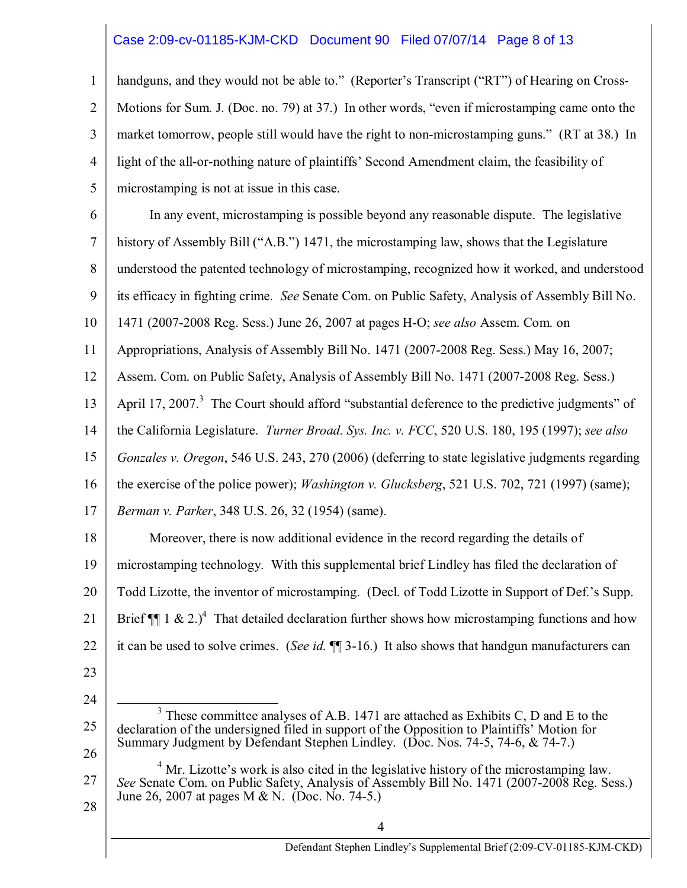handguns, and they would not be able to." (Reporter's Transcript ("RT") of Hearing on Cross-Motions for Sum. J. (Doc. no. 79) at 37.) In other words, "even if microstamping came onto the market tomorrow, people still would have the right to non-microstamping guns." (RT at 38.) In light of the all-or-nothing nature of plaintiffs' Second Amendment claim, the feasibility of microstamping is not at issue in this case.

In any event, microstamping is possible beyond any reasonable dispute. The legislative history of Assembly Bill ("A.B.") 1471, the microstamping law, shows that the Legislature understood the patented technology of microstamping, recognized how it worked, and understood its efficacy in fighting crime. *See* Senate Com. on Public Safety, Analysis of Assembly Bill No. 1471 (2007-2008 Reg. Sess.) June 26, 2007 at pages H-O; *see also* Assem. Com. on Appropriations, Analysis of Assembly Bill No. 1471 (2007-2008 Reg. Sess.) May 16, 2007; Assem. Com. on Public Safety, Analysis of Assembly Bill No. 1471 (2007-2008 Reg. Sess.) April 17, 2007.[3] The Court should afford "substantial deference to the predictive judgments" of the California Legislature. *Turner Broad. Sys. Inc. v. FCC*, 520 U.S. 180, 195 (1997); *see also* *Gonzales v. Oregon*, 546 U.S. 243, 270 (2006) (deferring to state legislative judgments regarding the exercise of the police power); *Washington v. Glucksberg*, 521 U.S. 702, 721 (1997) (same); *Berman v. Parker*, 348 U.S. 26, 32 (1954) (same).

Moreover, there is now additional evidence in the record regarding the details of microstamping technology. With this supplemental brief Lindley has filed the declaration of Todd Lizotte, the inventor of microstamping. (Decl. of Todd Lizotte in Support of Def.'s Supp. Brief ¶¶ 1 & 2.)[4] That detailed declaration further shows how microstamping functions and how it can be used to solve crimes. (*See id.* ¶¶ 3-16.) It also shows that handgun manufacturers can

---

[3] These committee analyses of A.B. 1471 are attached as Exhibits C, D and E to the declaration of the undersigned filed in support of the Opposition to Plaintiffs' Motion for Summary Judgment by Defendant Stephen Lindley. (Doc. Nos. 74-5, 74-6, & 74-7.)

[4] Mr. Lizotte's work is also cited in the legislative history of the microstamping law. *See* Senate Com. on Public Safety, Analysis of Assembly Bill No. 1471 (2007-2008 Reg. Sess.) June 26, 2007 at pages M & N. (Doc. No. 74-5.)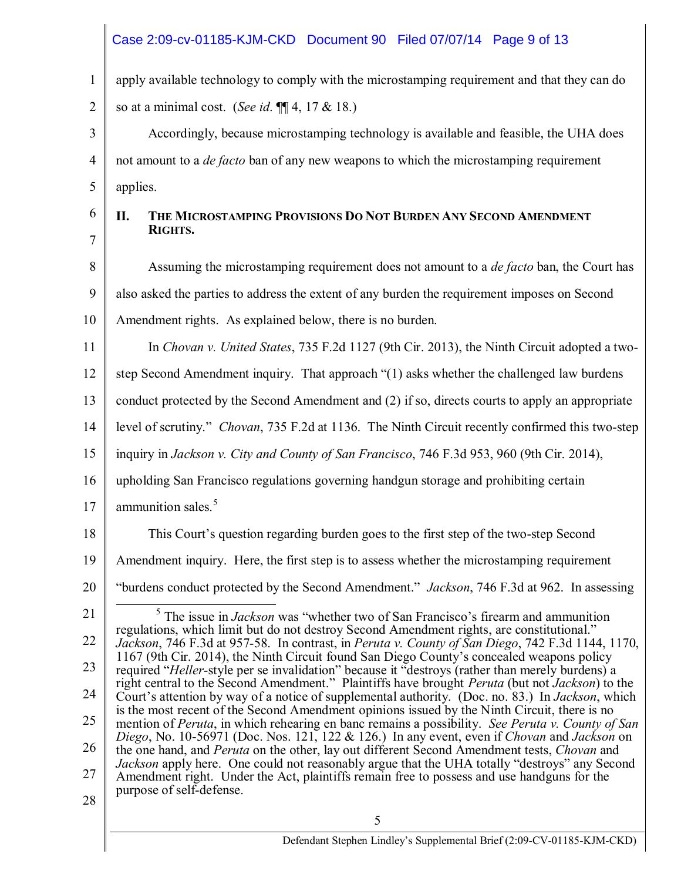apply available technology to comply with the microstamping requirement and that they can do so at a minimal cost. (*See id.* ¶¶ 4, 17 & 18.)

Accordingly, because microstamping technology is available and feasible, the UHA does not amount to a *de facto* ban of any new weapons to which the microstamping requirement applies.

## II. THE MICROSTAMPING PROVISIONS DO NOT BURDEN ANY SECOND AMENDMENT RIGHTS.

Assuming the microstamping requirement does not amount to a *de facto* ban, the Court has also asked the parties to address the extent of any burden the requirement imposes on Second Amendment rights. As explained below, there is no burden.

In *Chovan v. United States*, 735 F.2d 1127 (9th Cir. 2013), the Ninth Circuit adopted a two-step Second Amendment inquiry. That approach "(1) asks whether the challenged law burdens conduct protected by the Second Amendment and (2) if so, directs courts to apply an appropriate level of scrutiny." *Chovan*, 735 F.2d at 1136. The Ninth Circuit recently confirmed this two-step inquiry in *Jackson v. City and County of San Francisco*, 746 F.3d 953, 960 (9th Cir. 2014), upholding San Francisco regulations governing handgun storage and prohibiting certain ammunition sales.[5]

This Court's question regarding burden goes to the first step of the two-step Second Amendment inquiry. Here, the first step is to assess whether the microstamping requirement "burdens conduct protected by the Second Amendment." *Jackson*, 746 F.3d at 962. In assessing

---

[5] The issue in *Jackson* was "whether two of San Francisco's firearm and ammunition regulations, which limit but do not destroy Second Amendment rights, are constitutional." *Jackson*, 746 F.3d at 957-58. In contrast, in *Peruta v. County of San Diego*, 742 F.3d 1144, 1170, 1167 (9th Cir. 2014), the Ninth Circuit found San Diego County's concealed weapons policy required "*Heller*-style per se invalidation" because it "destroys (rather than merely burdens) a right central to the Second Amendment." Plaintiffs have brought *Peruta* (but not *Jackson*) to the Court's attention by way of a notice of supplemental authority. (Doc. no. 83.) In *Jackson*, which is the most recent of the Second Amendment opinions issued by the Ninth Circuit, there is no mention of *Peruta*, in which rehearing en banc remains a possibility. *See Peruta v. County of San Diego*, No. 10-56971 (Doc. Nos. 121, 122 & 126.) In any event, even if *Chovan* and *Jackson* on the one hand, and *Peruta* on the other, lay out different Second Amendment tests, *Chovan* and *Jackson* apply here. One could not reasonably argue that the UHA totally "destroys" any Second Amendment right. Under the Act, plaintiffs remain free to possess and use handguns for the purpose of self-defense.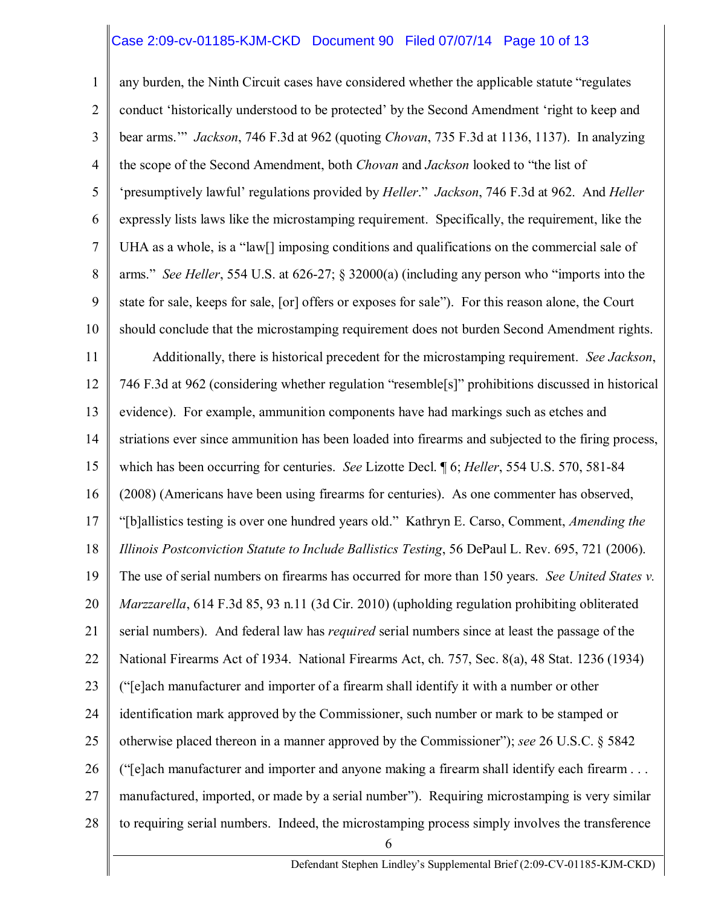any burden, the Ninth Circuit cases have considered whether the applicable statute "regulates conduct 'historically understood to be protected' by the Second Amendment 'right to keep and bear arms.'" *Jackson*, 746 F.3d at 962 (quoting *Chovan*, 735 F.3d at 1136, 1137). In analyzing the scope of the Second Amendment, both *Chovan* and *Jackson* looked to "the list of 'presumptively lawful' regulations provided by *Heller*." *Jackson*, 746 F.3d at 962. And *Heller* expressly lists laws like the microstamping requirement. Specifically, the requirement, like the UHA as a whole, is a "law[] imposing conditions and qualifications on the commercial sale of arms." *See Heller*, 554 U.S. at 626-27; § 32000(a) (including any person who "imports into the state for sale, keeps for sale, [or] offers or exposes for sale"). For this reason alone, the Court should conclude that the microstamping requirement does not burden Second Amendment rights.

Additionally, there is historical precedent for the microstamping requirement. *See Jackson*, 746 F.3d at 962 (considering whether regulation "resemble[s]" prohibitions discussed in historical evidence). For example, ammunition components have had markings such as etches and striations ever since ammunition has been loaded into firearms and subjected to the firing process, which has been occurring for centuries. *See* Lizotte Decl. ¶ 6; *Heller*, 554 U.S. 570, 581-84 (2008) (Americans have been using firearms for centuries). As one commenter has observed, "[b]allistics testing is over one hundred years old." Kathryn E. Carso, Comment, *Amending the Illinois Postconviction Statute to Include Ballistics Testing*, 56 DePaul L. Rev. 695, 721 (2006). The use of serial numbers on firearms has occurred for more than 150 years. *See United States v. Marzzarella*, 614 F.3d 85, 93 n.11 (3d Cir. 2010) (upholding regulation prohibiting obliterated serial numbers). And federal law has *required* serial numbers since at least the passage of the National Firearms Act of 1934. National Firearms Act, ch. 757, Sec. 8(a), 48 Stat. 1236 (1934) ("[e]ach manufacturer and importer of a firearm shall identify it with a number or other identification mark approved by the Commissioner, such number or mark to be stamped or otherwise placed thereon in a manner approved by the Commissioner"); *see* 26 U.S.C. § 5842 ("[e]ach manufacturer and importer and anyone making a firearm shall identify each firearm . . . manufactured, imported, or made by a serial number"). Requiring microstamping is very similar to requiring serial numbers. Indeed, the microstamping process simply involves the transference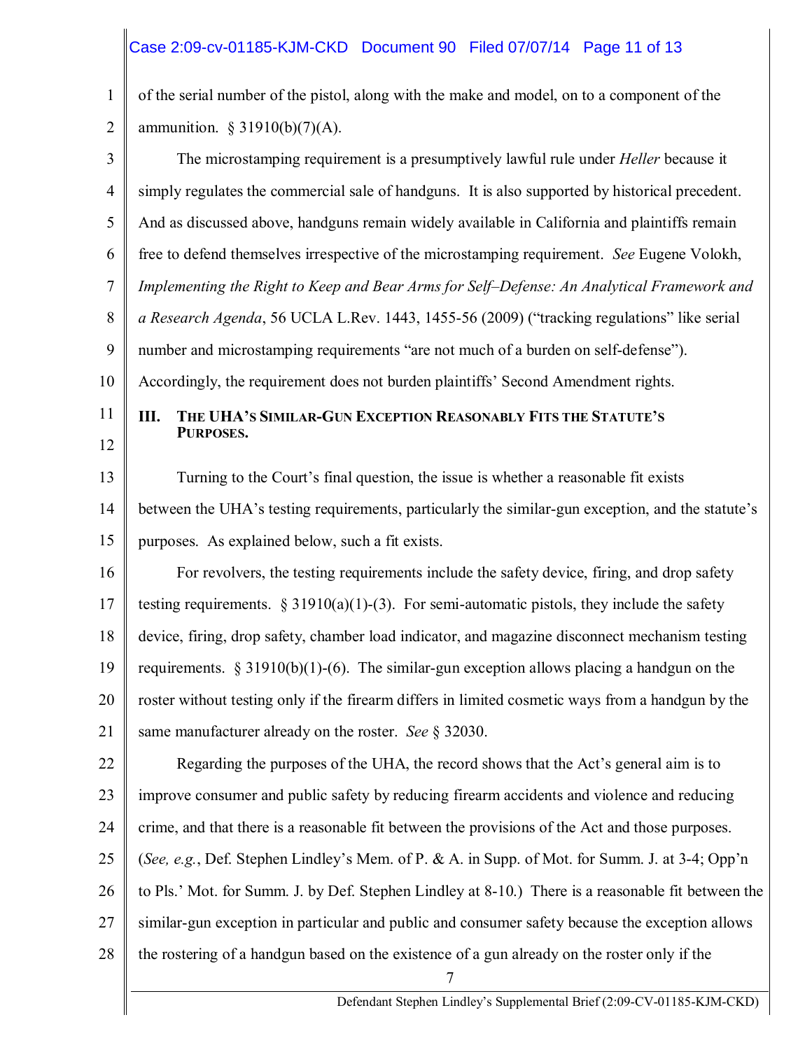of the serial number of the pistol, along with the make and model, on to a component of the ammunition. § 31910(b)(7)(A).

The microstamping requirement is a presumptively lawful rule under *Heller* because it simply regulates the commercial sale of handguns. It is also supported by historical precedent. And as discussed above, handguns remain widely available in California and plaintiffs remain free to defend themselves irrespective of the microstamping requirement. *See* Eugene Volokh, *Implementing the Right to Keep and Bear Arms for Self–Defense: An Analytical Framework and a Research Agenda*, 56 UCLA L.Rev. 1443, 1455-56 (2009) ("tracking regulations" like serial number and microstamping requirements "are not much of a burden on self-defense"). Accordingly, the requirement does not burden plaintiffs' Second Amendment rights.

## III. THE UHA'S SIMILAR-GUN EXCEPTION REASONABLY FITS THE STATUTE'S PURPOSES.

Turning to the Court's final question, the issue is whether a reasonable fit exists between the UHA's testing requirements, particularly the similar-gun exception, and the statute's purposes. As explained below, such a fit exists.

For revolvers, the testing requirements include the safety device, firing, and drop safety testing requirements. § 31910(a)(1)-(3). For semi-automatic pistols, they include the safety device, firing, drop safety, chamber load indicator, and magazine disconnect mechanism testing requirements. § 31910(b)(1)-(6). The similar-gun exception allows placing a handgun on the roster without testing only if the firearm differs in limited cosmetic ways from a handgun by the same manufacturer already on the roster. *See* § 32030.

Regarding the purposes of the UHA, the record shows that the Act's general aim is to improve consumer and public safety by reducing firearm accidents and violence and reducing crime, and that there is a reasonable fit between the provisions of the Act and those purposes. (*See, e.g.*, Def. Stephen Lindley's Mem. of P. & A. in Supp. of Mot. for Summ. J. at 3-4; Opp'n to Pls.' Mot. for Summ. J. by Def. Stephen Lindley at 8-10.) There is a reasonable fit between the similar-gun exception in particular and public and consumer safety because the exception allows the rostering of a handgun based on the existence of a gun already on the roster only if the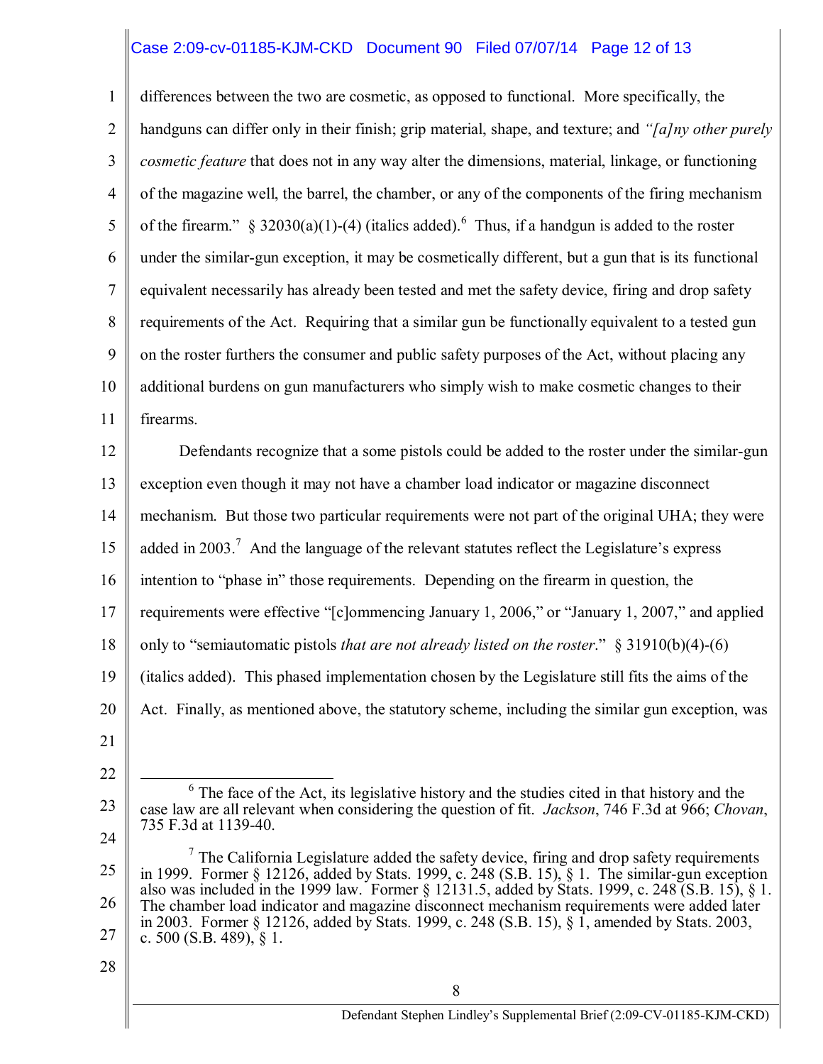differences between the two are cosmetic, as opposed to functional. More specifically, the handguns can differ only in their finish; grip material, shape, and texture; and *"[a]ny other purely cosmetic feature* that does not in any way alter the dimensions, material, linkage, or functioning of the magazine well, the barrel, the chamber, or any of the components of the firing mechanism of the firearm." § 32030(a)(1)-(4) (italics added).[6] Thus, if a handgun is added to the roster under the similar-gun exception, it may be cosmetically different, but a gun that is its functional equivalent necessarily has already been tested and met the safety device, firing and drop safety requirements of the Act. Requiring that a similar gun be functionally equivalent to a tested gun on the roster furthers the consumer and public safety purposes of the Act, without placing any additional burdens on gun manufacturers who simply wish to make cosmetic changes to their firearms.

Defendants recognize that a some pistols could be added to the roster under the similar-gun exception even though it may not have a chamber load indicator or magazine disconnect mechanism. But those two particular requirements were not part of the original UHA; they were added in 2003.[7] And the language of the relevant statutes reflect the Legislature's express intention to "phase in" those requirements. Depending on the firearm in question, the requirements were effective "[c]ommencing January 1, 2006," or "January 1, 2007," and applied only to "semiautomatic pistols *that are not already listed on the roster*." § 31910(b)(4)-(6) (italics added). This phased implementation chosen by the Legislature still fits the aims of the Act. Finally, as mentioned above, the statutory scheme, including the similar gun exception, was

---

[6] The face of the Act, its legislative history and the studies cited in that history and the case law are all relevant when considering the question of fit. *Jackson*, 746 F.3d at 966; *Chovan*, 735 F.3d at 1139-40.

[7] The California Legislature added the safety device, firing and drop safety requirements in 1999. Former § 12126, added by Stats. 1999, c. 248 (S.B. 15), § 1. The similar-gun exception also was included in the 1999 law. Former § 12131.5, added by Stats. 1999, c. 248 (S.B. 15), § 1. The chamber load indicator and magazine disconnect mechanism requirements were added later in 2003. Former § 12126, added by Stats. 1999, c. 248 (S.B. 15), § 1, amended by Stats. 2003, c. 500 (S.B. 489), § 1.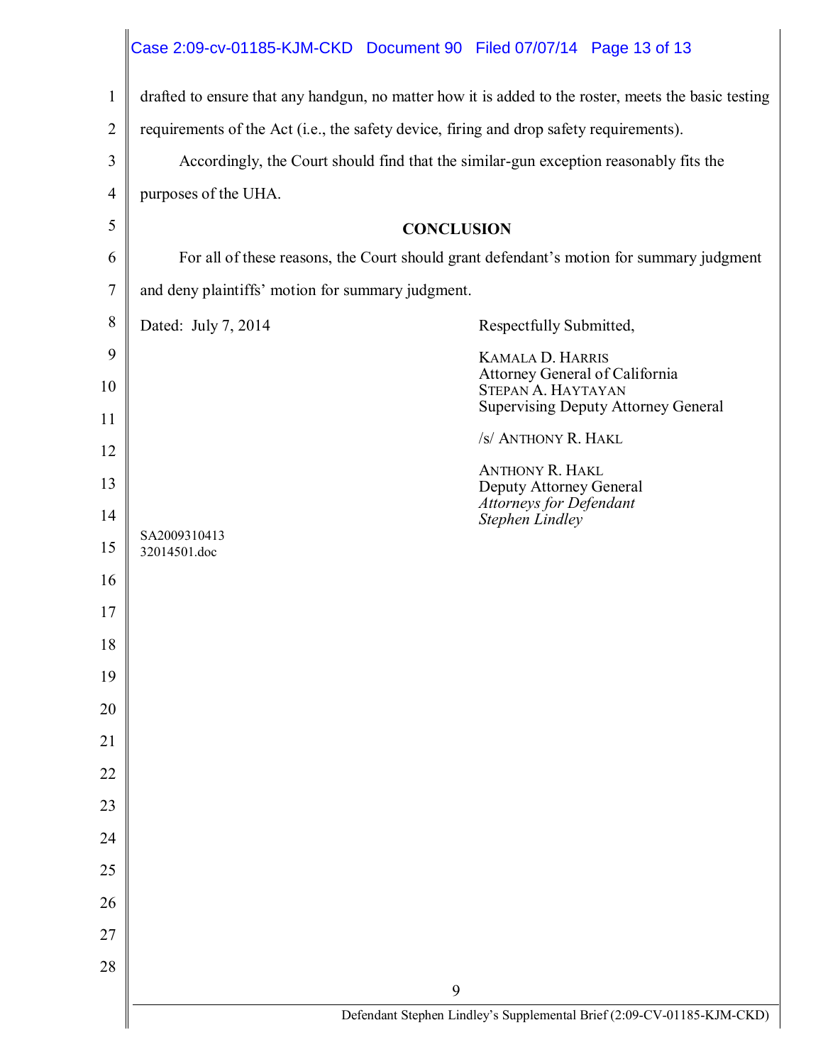drafted to ensure that any handgun, no matter how it is added to the roster, meets the basic testing requirements of the Act (i.e., the safety device, firing and drop safety requirements).

Accordingly, the Court should find that the similar-gun exception reasonably fits the purposes of the UHA.

## CONCLUSION

For all of these reasons, the Court should grant defendant's motion for summary judgment and deny plaintiffs' motion for summary judgment.

Dated: July 7, 2014

Respectfully Submitted,

KAMALA D. HARRIS
Attorney General of California
STEPAN A. HAYTAYAN
Supervising Deputy Attorney General

/s/ ANTHONY R. HAKL

ANTHONY R. HAKL
Deputy Attorney General
*Attorneys for Defendant*
*Stephen Lindley*

SA2009310413
32014501.doc